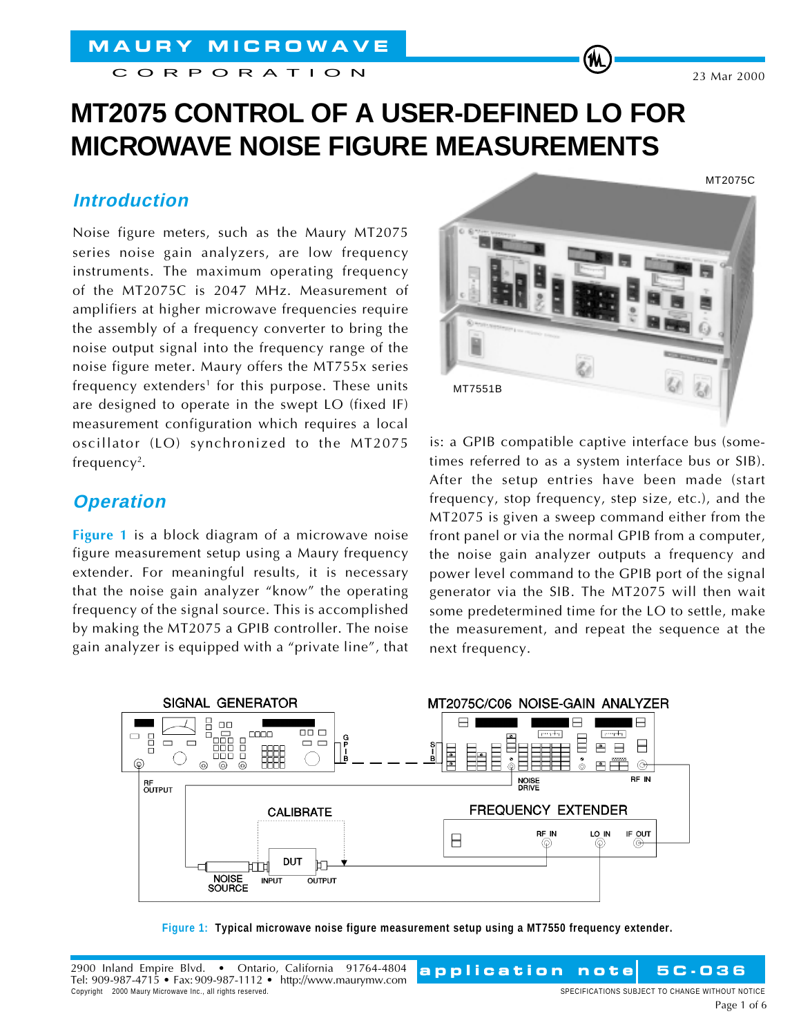# MT2075 CONTROL OF A USER-DEFINED LO FOR MICROWAVE NOISE FIGURE MEASUREMENTS

23 Mar 2000

## Introduction

Noise figure meters, such as the Maury MT2075 series noise gain analyzers, are low frequency instruments. The maximum operating frequency of the MT2075C is 2047 MHz. Measurement of amplifiers at higher microwave frequencies require the assembly of a frequency converter to bring the noise output signal into the frequency range of the noise figure meter. Maury offers the MT755x series frequency extenders[1] for this purpose. These units are designed to operate in the swept LO (fixed IF) measurement configuration which requires a local oscillator (LO) synchronized to the MT2075 frequency[2].

## Operation

**Figure 1** is a block diagram of a microwave noise figure measurement setup using a Maury frequency extender. For meaningful results, it is necessary that the noise gain analyzer "know" the operating frequency of the signal source. This is accomplished by making the MT2075 a GPIB controller. The noise gain analyzer is equipped with a "private line", that is: a GPIB compatible captive interface bus (sometimes referred to as a system interface bus or SIB). After the setup entries have been made (start frequency, stop frequency, step size, etc.), and the MT2075 is given a sweep command either from the front panel or via the normal GPIB from a computer, the noise gain analyzer outputs a frequency and power level command to the GPIB port of the signal generator via the SIB. The MT2075 will then wait some predetermined time for the LO to settle, make the measurement, and repeat the sequence at the next frequency.

**Figure 1:** Typical microwave noise figure measurement setup using a MT7550 frequency extender.

2900 Inland Empire Blvd. • Ontario, California 91764-4804
Tel: 909-987-4715 • Fax: 909-987-1112 • http://www.maurymw.com
Copyright 2000 Maury Microwave Inc., all rights reserved.

application note 5C-036

SPECIFICATIONS SUBJECT TO CHANGE WITHOUT NOTICE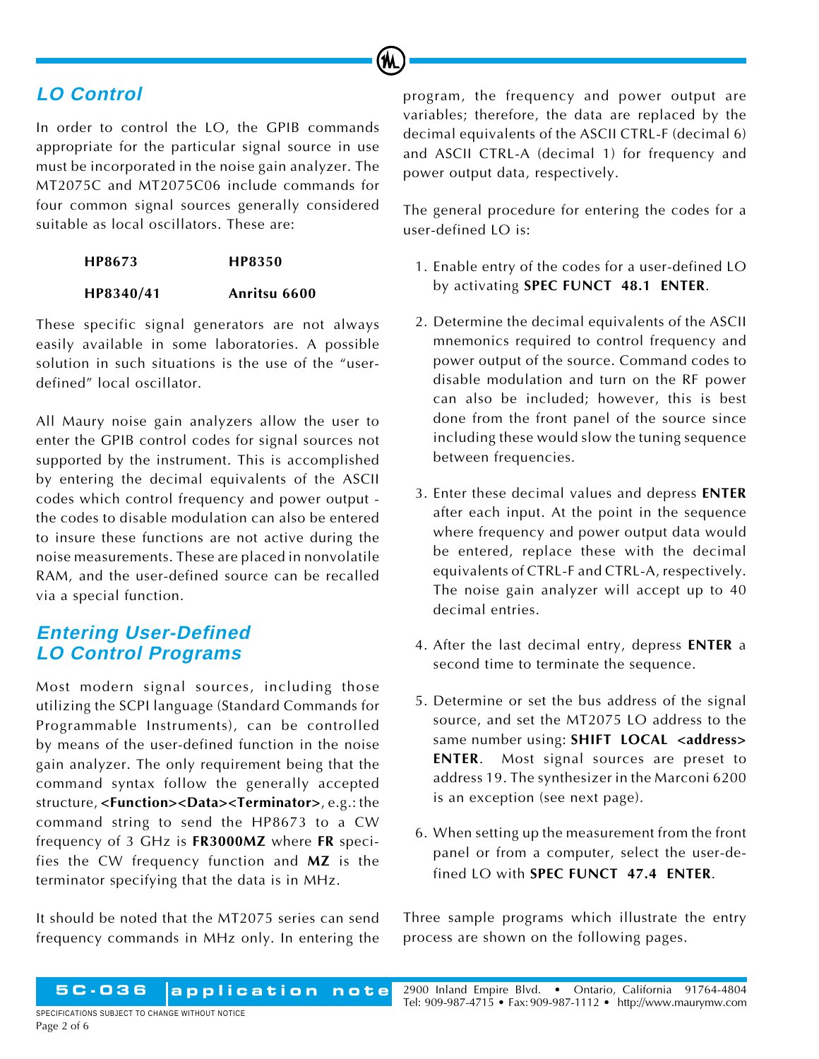## LO Control

In order to control the LO, the GPIB commands appropriate for the particular signal source in use must be incorporated in the noise gain analyzer. The MT2075C and MT2075C06 include commands for four common signal sources generally considered suitable as local oscillators. These are:

| | |
|---|---|
| **HP8673** | **HP8350** |
| **HP8340/41** | **Anritsu 6600** |

These specific signal generators are not always easily available in some laboratories. A possible solution in such situations is the use of the "user-defined" local oscillator.

All Maury noise gain analyzers allow the user to enter the GPIB control codes for signal sources not supported by the instrument. This is accomplished by entering the decimal equivalents of the ASCII codes which control frequency and power output - the codes to disable modulation can also be entered to insure these functions are not active during the noise measurements. These are placed in nonvolatile RAM, and the user-defined source can be recalled via a special function.

## Entering User-Defined LO Control Programs

Most modern signal sources, including those utilizing the SCPI language (Standard Commands for Programmable Instruments), can be controlled by means of the user-defined function in the noise gain analyzer. The only requirement being that the command syntax follow the generally accepted structure, **<Function><Data><Terminator>**, e.g.: the command string to send the HP8673 to a CW frequency of 3 GHz is **FR3000MZ** where **FR** specifies the CW frequency function and **MZ** is the terminator specifying that the data is in MHz.

It should be noted that the MT2075 series can send frequency commands in MHz only. In entering the program, the frequency and power output are variables; therefore, the data are replaced by the decimal equivalents of the ASCII CTRL-F (decimal 6) and ASCII CTRL-A (decimal 1) for frequency and power output data, respectively.

The general procedure for entering the codes for a user-defined LO is:

1. Enable entry of the codes for a user-defined LO by activating **SPEC FUNCT 48.1 ENTER**.
2. Determine the decimal equivalents of the ASCII mnemonics required to control frequency and power output of the source. Command codes to disable modulation and turn on the RF power can also be included; however, this is best done from the front panel of the source since including these would slow the tuning sequence between frequencies.
3. Enter these decimal values and depress **ENTER** after each input. At the point in the sequence where frequency and power output data would be entered, replace these with the decimal equivalents of CTRL-F and CTRL-A, respectively. The noise gain analyzer will accept up to 40 decimal entries.
4. After the last decimal entry, depress **ENTER** a second time to terminate the sequence.
5. Determine or set the bus address of the signal source, and set the MT2075 LO address to the same number using: **SHIFT LOCAL <address> ENTER**. Most signal sources are preset to address 19. The synthesizer in the Marconi 6200 is an exception (see next page).
6. When setting up the measurement from the front panel or from a computer, select the user-defined LO with **SPEC FUNCT 47.4 ENTER**.

Three sample programs which illustrate the entry process are shown on the following pages.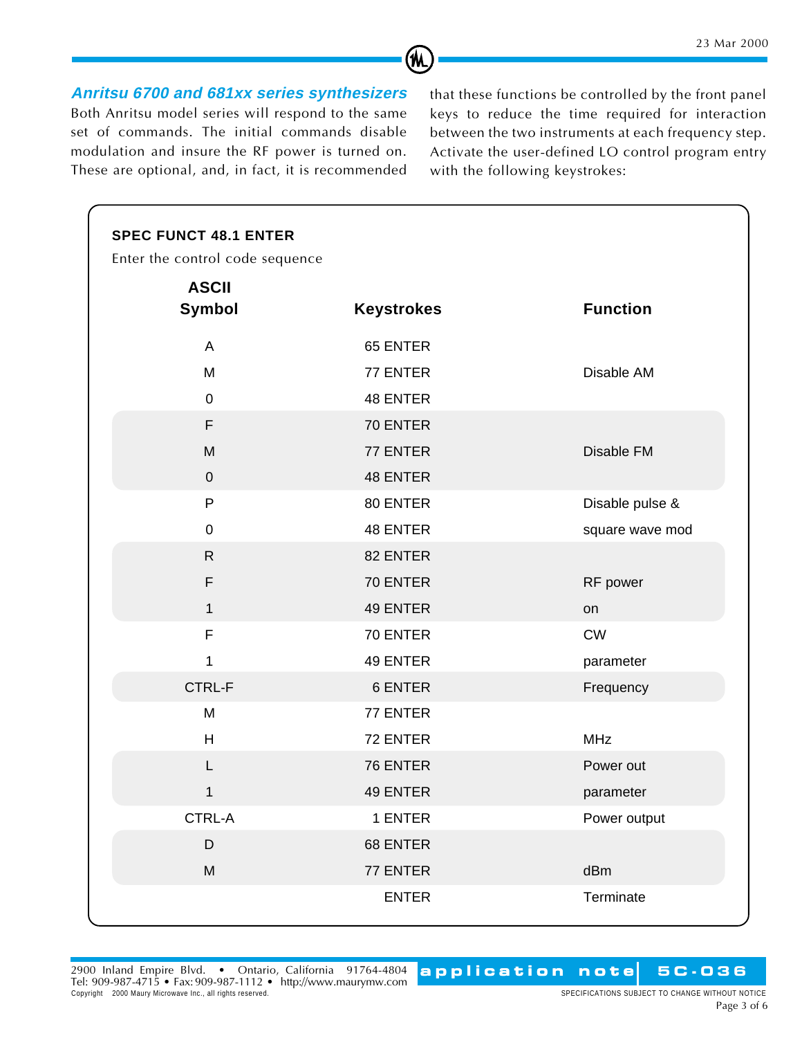### Anritsu 6700 and 681xx series synthesizers

Both Anritsu model series will respond to the same set of commands. The initial commands disable modulation and insure the RF power is turned on. These are optional, and, in fact, it is recommended that these functions be controlled by the front panel keys to reduce the time required for interaction between the two instruments at each frequency step. Activate the user-defined LO control program entry with the following keystrokes:

**SPEC FUNCT 48.1 ENTER**

Enter the control code sequence

| ASCII Symbol | Keystrokes | Function |
|---|---|---|
| A | 65 ENTER | |
| M | 77 ENTER | Disable AM |
| 0 | 48 ENTER | |
| F | 70 ENTER | |
| M | 77 ENTER | Disable FM |
| 0 | 48 ENTER | |
| P | 80 ENTER | Disable pulse & |
| 0 | 48 ENTER | square wave mod |
| R | 82 ENTER | |
| F | 70 ENTER | RF power |
| 1 | 49 ENTER | on |
| F | 70 ENTER | CW |
| 1 | 49 ENTER | parameter |
| CTRL-F | 6 ENTER | Frequency |
| M | 77 ENTER | |
| H | 72 ENTER | MHz |
| L | 76 ENTER | Power out |
| 1 | 49 ENTER | parameter |
| CTRL-A | 1 ENTER | Power output |
| D | 68 ENTER | |
| M | 77 ENTER | dBm |
| | ENTER | Terminate |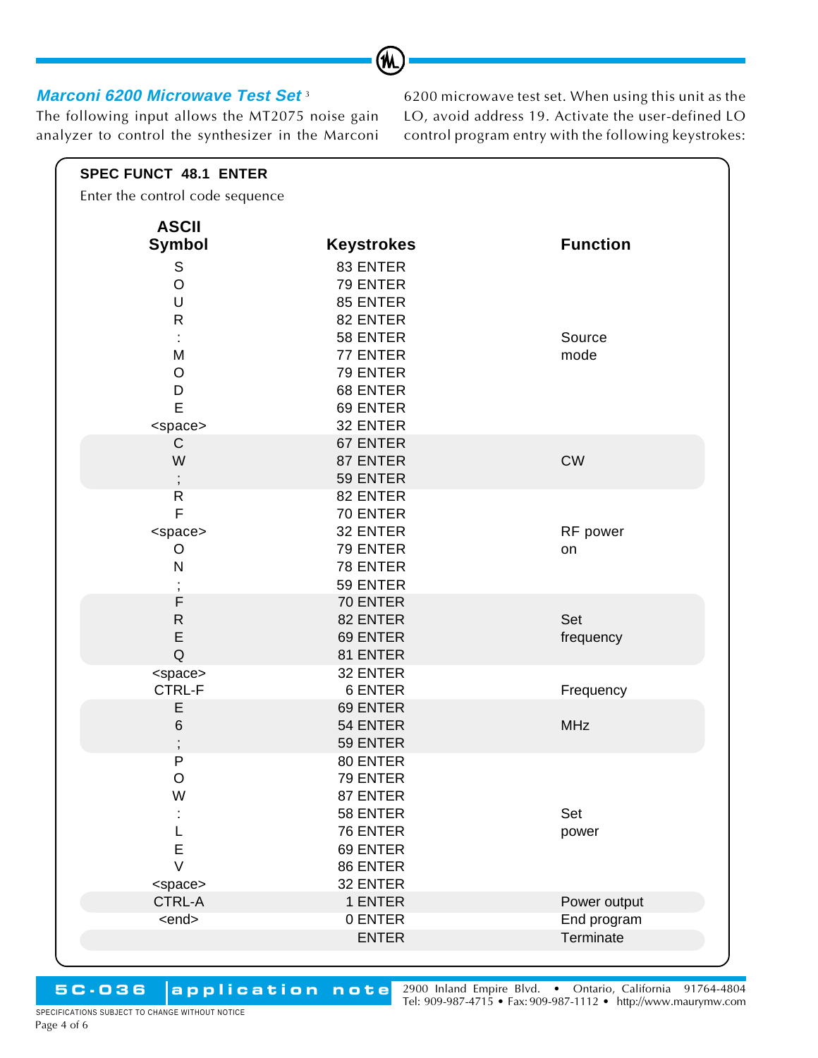### *Marconi 6200 Microwave Test Set* [3]

The following input allows the MT2075 noise gain analyzer to control the synthesizer in the Marconi 6200 microwave test set. When using this unit as the LO, avoid address 19. Activate the user-defined LO control program entry with the following keystrokes:

**SPEC FUNCT 48.1 ENTER**

Enter the control code sequence

| ASCII Symbol | Keystrokes | Function |
|---|---|---|
| S | 83 ENTER | |
| O | 79 ENTER | |
| U | 85 ENTER | |
| R | 82 ENTER | |
| : | 58 ENTER | Source |
| M | 77 ENTER | mode |
| O | 79 ENTER | |
| D | 68 ENTER | |
| E | 69 ENTER | |
| <space> | 32 ENTER | |
| C | 67 ENTER | |
| W | 87 ENTER | CW |
| ; | 59 ENTER | |
| R | 82 ENTER | |
| F | 70 ENTER | |
| <space> | 32 ENTER | RF power |
| O | 79 ENTER | on |
| N | 78 ENTER | |
| ; | 59 ENTER | |
| F | 70 ENTER | |
| R | 82 ENTER | Set |
| E | 69 ENTER | frequency |
| Q | 81 ENTER | |
| <space> | 32 ENTER | |
| CTRL-F | 6 ENTER | Frequency |
| E | 69 ENTER | |
| 6 | 54 ENTER | MHz |
| ; | 59 ENTER | |
| P | 80 ENTER | |
| O | 79 ENTER | |
| W | 87 ENTER | |
| : | 58 ENTER | Set |
| L | 76 ENTER | power |
| E | 69 ENTER | |
| V | 86 ENTER | |
| <space> | 32 ENTER | |
| CTRL-A | 1 ENTER | Power output |
| <end> | 0 ENTER | End program |
| | ENTER | Terminate |

**5C-036 application note**

2900 Inland Empire Blvd. • Ontario, California 91764-4804
Tel: 909-987-4715 • Fax: 909-987-1112 • http://www.maurymw.com

SPECIFICATIONS SUBJECT TO CHANGE WITHOUT NOTICE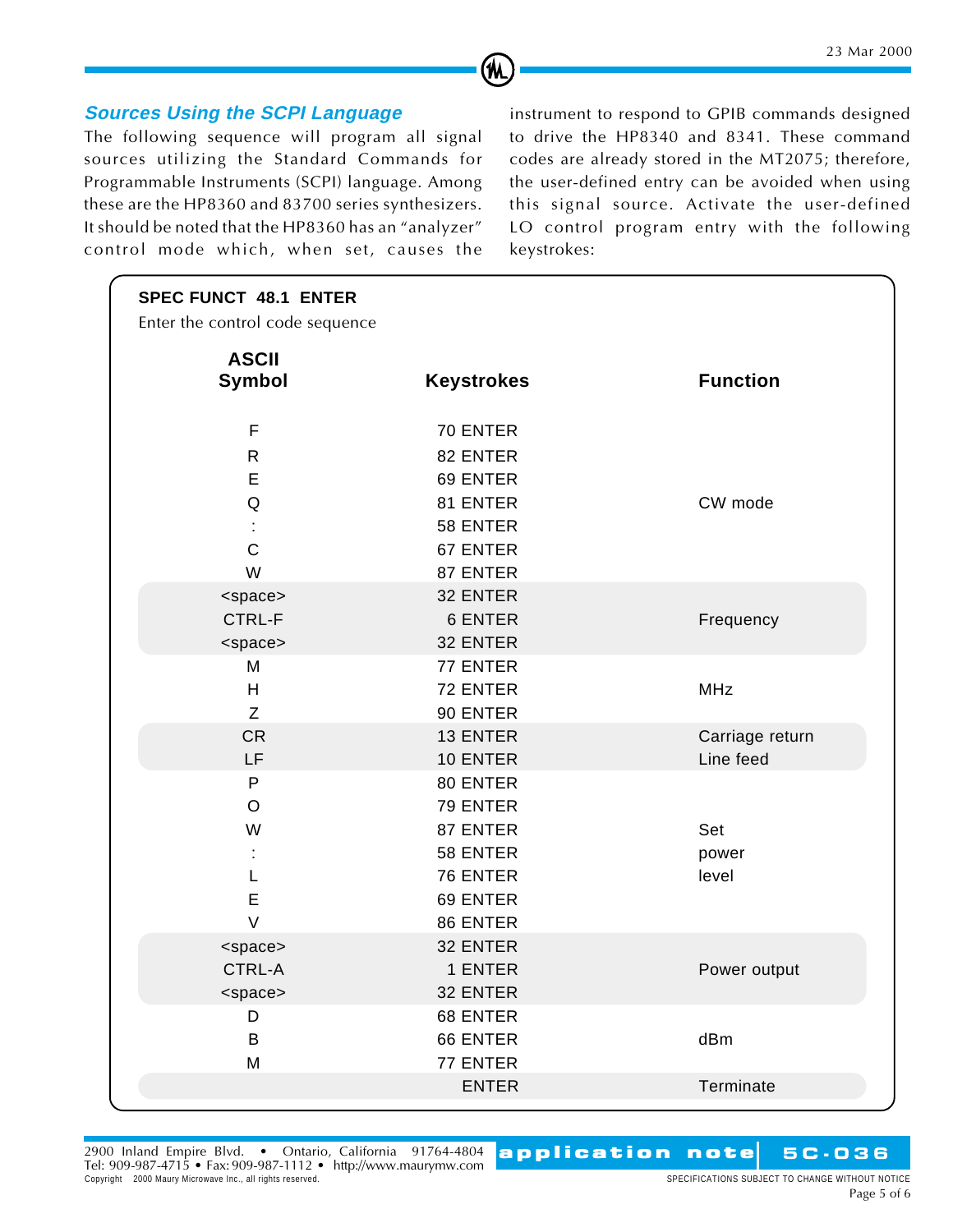## *Sources Using the SCPI Language*

The following sequence will program all signal sources utilizing the Standard Commands for Programmable Instruments (SCPI) language. Among these are the HP8360 and 83700 series synthesizers. It should be noted that the HP8360 has an "analyzer" control mode which, when set, causes the instrument to respond to GPIB commands designed to drive the HP8340 and 8341. These command codes are already stored in the MT2075; therefore, the user-defined entry can be avoided when using this signal source. Activate the user-defined LO control program entry with the following keystrokes:

**SPEC FUNCT 48.1 ENTER**

Enter the control code sequence

| ASCII Symbol | Keystrokes | Function |
|---|---|---|
| F | 70 ENTER | |
| R | 82 ENTER | |
| E | 69 ENTER | |
| Q | 81 ENTER | CW mode |
| : | 58 ENTER | |
| C | 67 ENTER | |
| W | 87 ENTER | |
| <space> | 32 ENTER | |
| CTRL-F | 6 ENTER | Frequency |
| <space> | 32 ENTER | |
| M | 77 ENTER | |
| H | 72 ENTER | MHz |
| Z | 90 ENTER | |
| CR | 13 ENTER | Carriage return |
| LF | 10 ENTER | Line feed |
| P | 80 ENTER | |
| O | 79 ENTER | |
| W | 87 ENTER | Set |
| : | 58 ENTER | power |
| L | 76 ENTER | level |
| E | 69 ENTER | |
| V | 86 ENTER | |
| <space> | 32 ENTER | |
| CTRL-A | 1 ENTER | Power output |
| <space> | 32 ENTER | |
| D | 68 ENTER | |
| B | 66 ENTER | dBm |
| M | 77 ENTER | |
| | ENTER | Terminate |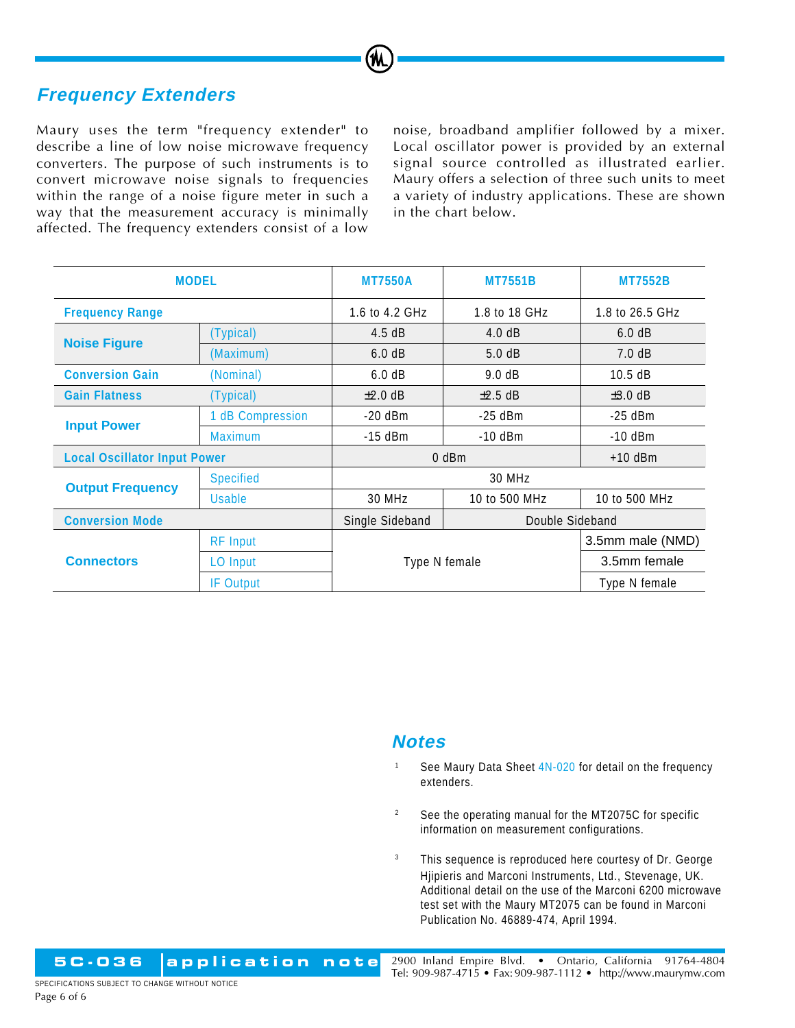## Frequency Extenders

Maury uses the term "frequency extender" to describe a line of low noise microwave frequency converters. The purpose of such instruments is to convert microwave noise signals to frequencies within the range of a noise figure meter in such a way that the measurement accuracy is minimally affected. The frequency extenders consist of a low noise, broadband amplifier followed by a mixer. Local oscillator power is provided by an external signal source controlled as illustrated earlier. Maury offers a selection of three such units to meet a variety of industry applications. These are shown in the chart below.

| MODEL | | MT7550A | MT7551B | MT7552B |
|---|---|---|---|---|
| Frequency Range | | 1.6 to 4.2 GHz | 1.8 to 18 GHz | 1.8 to 26.5 GHz |
| Noise Figure | (Typical) | 4.5 dB | 4.0 dB | 6.0 dB |
| | (Maximum) | 6.0 dB | 5.0 dB | 7.0 dB |
| Conversion Gain | (Nominal) | 6.0 dB | 9.0 dB | 10.5 dB |
| Gain Flatness | (Typical) | ±2.0 dB | ±2.5 dB | ±3.0 dB |
| Input Power | 1 dB Compression | -20 dBm | -25 dBm | -25 dBm |
| | Maximum | -15 dBm | -10 dBm | -10 dBm |
| Local Oscillator Input Power | | 0 dBm | | +10 dBm |
| Output Frequency | Specified | 30 MHz | | |
| | Usable | 30 MHz | 10 to 500 MHz | 10 to 500 MHz |
| Conversion Mode | | Single Sideband | Double Sideband | |
| Connectors | RF Input | Type N female | | 3.5mm male (NMD) |
| | LO Input | | | 3.5mm female |
| | IF Output | | | Type N female |

## Notes

1. See Maury Data Sheet 4N-020 for detail on the frequency extenders.

2. See the operating manual for the MT2075C for specific information on measurement configurations.

3. This sequence is reproduced here courtesy of Dr. George Hjipieris and Marconi Instruments, Ltd., Stevenage, UK. Additional detail on the use of the Marconi 6200 microwave test set with the Maury MT2075 can be found in Marconi Publication No. 46889-474, April 1994.

5C-036 application note

2900 Inland Empire Blvd. • Ontario, California 91764-4804
Tel: 909-987-4715 • Fax: 909-987-1112 • http://www.maurymw.com

SPECIFICATIONS SUBJECT TO CHANGE WITHOUT NOTICE